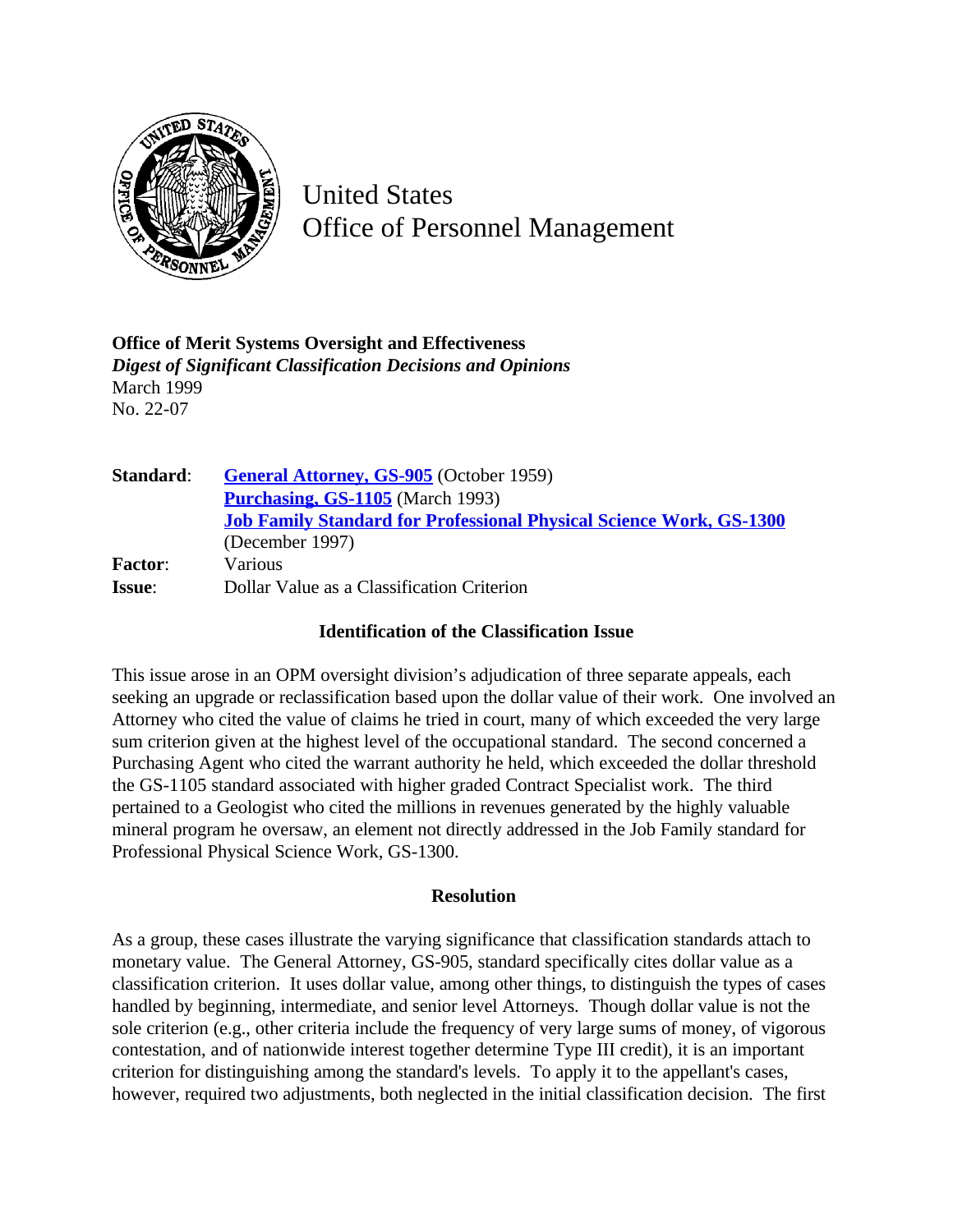# United States Office of Personnel Management

**Office of Merit Systems Oversight and Effectiveness**
***Digest of Significant Classification Decisions and Opinions***
March 1999
No. 22-07

| | |
|---|---|
| **Standard**: | **General Attorney, GS-905** (October 1959) |
| | **Purchasing, GS-1105** (March 1993) |
| | **Job Family Standard for Professional Physical Science Work, GS-1300** (December 1997) |
| **Factor**: | Various |
| **Issue**: | Dollar Value as a Classification Criterion |

### Identification of the Classification Issue

This issue arose in an OPM oversight division's adjudication of three separate appeals, each seeking an upgrade or reclassification based upon the dollar value of their work. One involved an Attorney who cited the value of claims he tried in court, many of which exceeded the very large sum criterion given at the highest level of the occupational standard. The second concerned a Purchasing Agent who cited the warrant authority he held, which exceeded the dollar threshold the GS-1105 standard associated with higher graded Contract Specialist work. The third pertained to a Geologist who cited the millions in revenues generated by the highly valuable mineral program he oversaw, an element not directly addressed in the Job Family standard for Professional Physical Science Work, GS-1300.

### Resolution

As a group, these cases illustrate the varying significance that classification standards attach to monetary value. The General Attorney, GS-905, standard specifically cites dollar value as a classification criterion. It uses dollar value, among other things, to distinguish the types of cases handled by beginning, intermediate, and senior level Attorneys. Though dollar value is not the sole criterion (e.g., other criteria include the frequency of very large sums of money, of vigorous contestation, and of nationwide interest together determine Type III credit), it is an important criterion for distinguishing among the standard's levels. To apply it to the appellant's cases, however, required two adjustments, both neglected in the initial classification decision. The first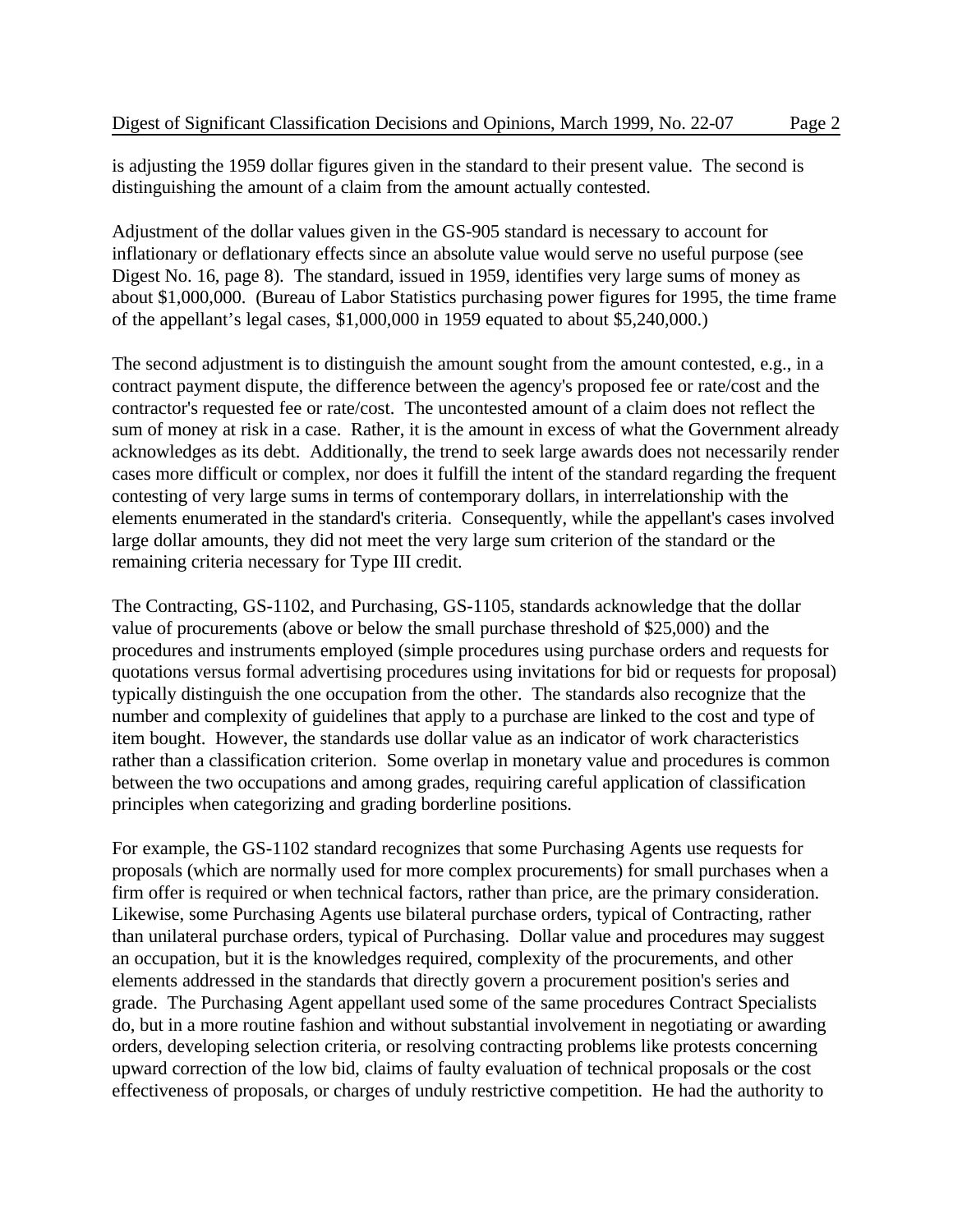is adjusting the 1959 dollar figures given in the standard to their present value. The second is distinguishing the amount of a claim from the amount actually contested.

Adjustment of the dollar values given in the GS-905 standard is necessary to account for inflationary or deflationary effects since an absolute value would serve no useful purpose (see Digest No. 16, page 8). The standard, issued in 1959, identifies very large sums of money as about $1,000,000. (Bureau of Labor Statistics purchasing power figures for 1995, the time frame of the appellant's legal cases, $1,000,000 in 1959 equated to about $5,240,000.)

The second adjustment is to distinguish the amount sought from the amount contested, e.g., in a contract payment dispute, the difference between the agency's proposed fee or rate/cost and the contractor's requested fee or rate/cost. The uncontested amount of a claim does not reflect the sum of money at risk in a case. Rather, it is the amount in excess of what the Government already acknowledges as its debt. Additionally, the trend to seek large awards does not necessarily render cases more difficult or complex, nor does it fulfill the intent of the standard regarding the frequent contesting of very large sums in terms of contemporary dollars, in interrelationship with the elements enumerated in the standard's criteria. Consequently, while the appellant's cases involved large dollar amounts, they did not meet the very large sum criterion of the standard or the remaining criteria necessary for Type III credit.

The Contracting, GS-1102, and Purchasing, GS-1105, standards acknowledge that the dollar value of procurements (above or below the small purchase threshold of $25,000) and the procedures and instruments employed (simple procedures using purchase orders and requests for quotations versus formal advertising procedures using invitations for bid or requests for proposal) typically distinguish the one occupation from the other. The standards also recognize that the number and complexity of guidelines that apply to a purchase are linked to the cost and type of item bought. However, the standards use dollar value as an indicator of work characteristics rather than a classification criterion. Some overlap in monetary value and procedures is common between the two occupations and among grades, requiring careful application of classification principles when categorizing and grading borderline positions.

For example, the GS-1102 standard recognizes that some Purchasing Agents use requests for proposals (which are normally used for more complex procurements) for small purchases when a firm offer is required or when technical factors, rather than price, are the primary consideration. Likewise, some Purchasing Agents use bilateral purchase orders, typical of Contracting, rather than unilateral purchase orders, typical of Purchasing. Dollar value and procedures may suggest an occupation, but it is the knowledges required, complexity of the procurements, and other elements addressed in the standards that directly govern a procurement position's series and grade. The Purchasing Agent appellant used some of the same procedures Contract Specialists do, but in a more routine fashion and without substantial involvement in negotiating or awarding orders, developing selection criteria, or resolving contracting problems like protests concerning upward correction of the low bid, claims of faulty evaluation of technical proposals or the cost effectiveness of proposals, or charges of unduly restrictive competition. He had the authority to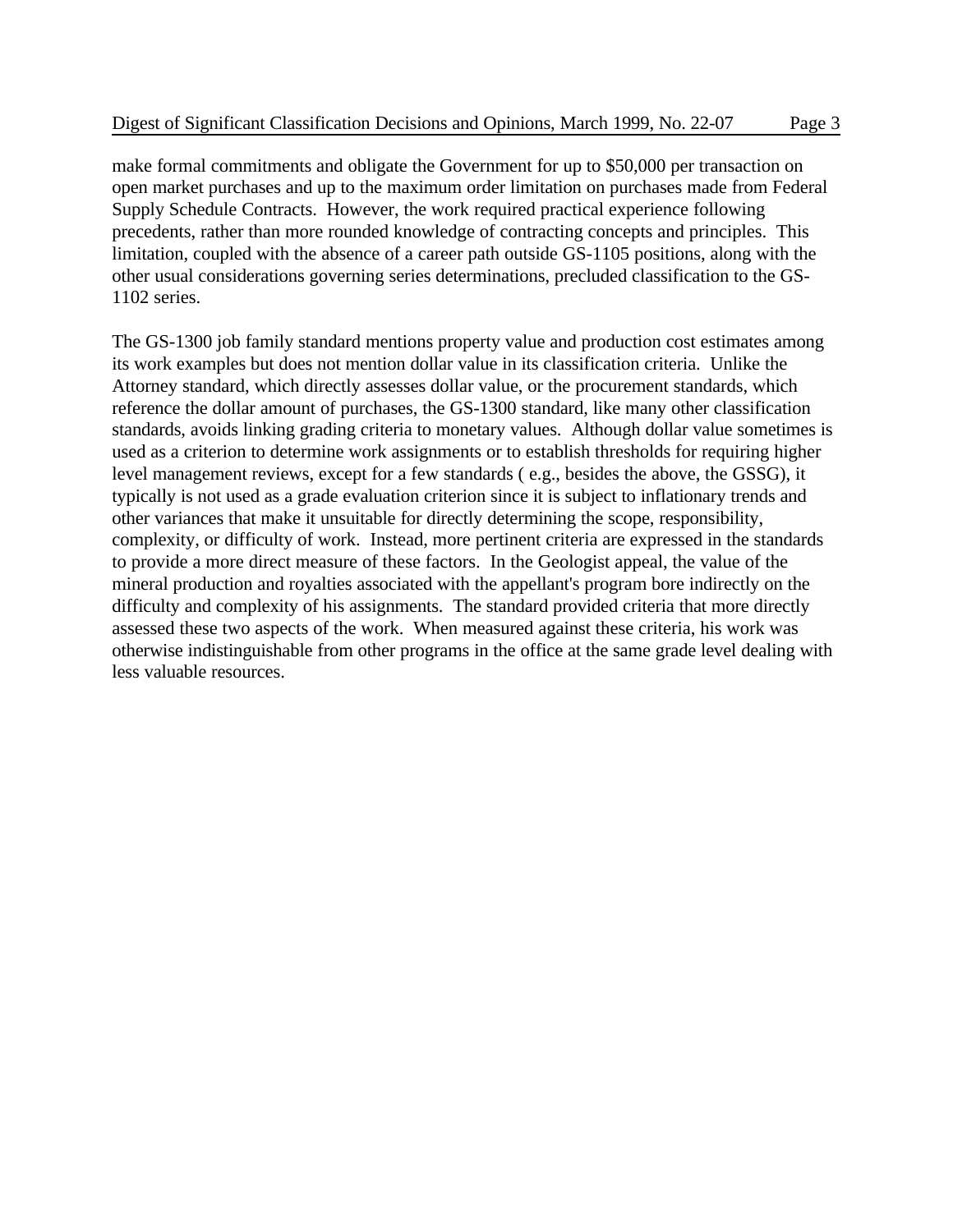make formal commitments and obligate the Government for up to $50,000 per transaction on open market purchases and up to the maximum order limitation on purchases made from Federal Supply Schedule Contracts. However, the work required practical experience following precedents, rather than more rounded knowledge of contracting concepts and principles. This limitation, coupled with the absence of a career path outside GS-1105 positions, along with the other usual considerations governing series determinations, precluded classification to the GS-1102 series.

The GS-1300 job family standard mentions property value and production cost estimates among its work examples but does not mention dollar value in its classification criteria. Unlike the Attorney standard, which directly assesses dollar value, or the procurement standards, which reference the dollar amount of purchases, the GS-1300 standard, like many other classification standards, avoids linking grading criteria to monetary values. Although dollar value sometimes is used as a criterion to determine work assignments or to establish thresholds for requiring higher level management reviews, except for a few standards ( e.g., besides the above, the GSSG), it typically is not used as a grade evaluation criterion since it is subject to inflationary trends and other variances that make it unsuitable for directly determining the scope, responsibility, complexity, or difficulty of work. Instead, more pertinent criteria are expressed in the standards to provide a more direct measure of these factors. In the Geologist appeal, the value of the mineral production and royalties associated with the appellant's program bore indirectly on the difficulty and complexity of his assignments. The standard provided criteria that more directly assessed these two aspects of the work. When measured against these criteria, his work was otherwise indistinguishable from other programs in the office at the same grade level dealing with less valuable resources.